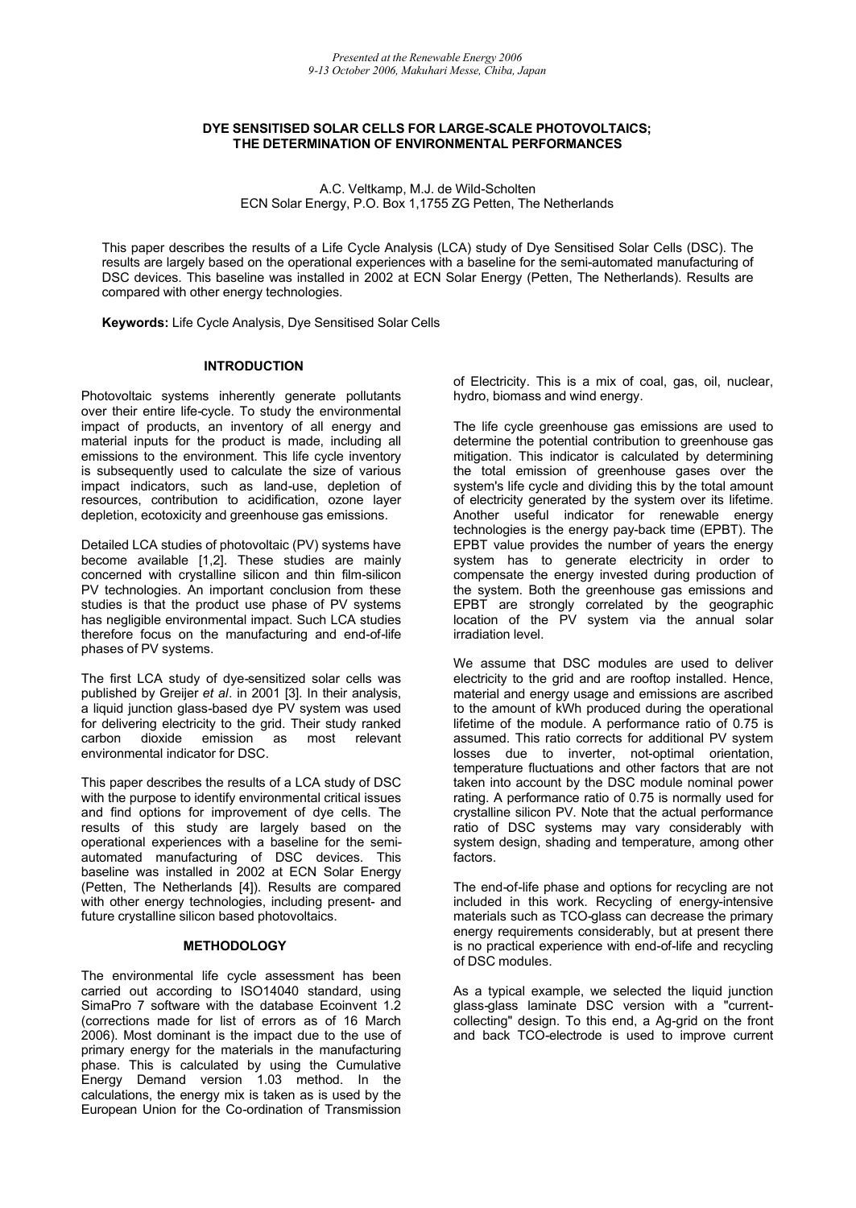*Presented at the Renewable Energy 2006*
*9-13 October 2006, Makuhari Messe, Chiba, Japan*

# DYE SENSITISED SOLAR CELLS FOR LARGE-SCALE PHOTOVOLTAICS; THE DETERMINATION OF ENVIRONMENTAL PERFORMANCES

A.C. Veltkamp, M.J. de Wild-Scholten
ECN Solar Energy, P.O. Box 1,1755 ZG Petten, The Netherlands

This paper describes the results of a Life Cycle Analysis (LCA) study of Dye Sensitised Solar Cells (DSC). The results are largely based on the operational experiences with a baseline for the semi-automated manufacturing of DSC devices. This baseline was installed in 2002 at ECN Solar Energy (Petten, The Netherlands). Results are compared with other energy technologies.

**Keywords:** Life Cycle Analysis, Dye Sensitised Solar Cells

## INTRODUCTION

Photovoltaic systems inherently generate pollutants over their entire life-cycle. To study the environmental impact of products, an inventory of all energy and material inputs for the product is made, including all emissions to the environment. This life cycle inventory is subsequently used to calculate the size of various impact indicators, such as land-use, depletion of resources, contribution to acidification, ozone layer depletion, ecotoxicity and greenhouse gas emissions.

Detailed LCA studies of photovoltaic (PV) systems have become available [1,2]. These studies are mainly concerned with crystalline silicon and thin film-silicon PV technologies. An important conclusion from these studies is that the product use phase of PV systems has negligible environmental impact. Such LCA studies therefore focus on the manufacturing and end-of-life phases of PV systems.

The first LCA study of dye-sensitized solar cells was published by Greijer *et al*. in 2001 [3]. In their analysis, a liquid junction glass-based dye PV system was used for delivering electricity to the grid. Their study ranked carbon dioxide emission as most relevant environmental indicator for DSC.

This paper describes the results of a LCA study of DSC with the purpose to identify environmental critical issues and find options for improvement of dye cells. The results of this study are largely based on the operational experiences with a baseline for the semi-automated manufacturing of DSC devices. This baseline was installed in 2002 at ECN Solar Energy (Petten, The Netherlands [4]). Results are compared with other energy technologies, including present- and future crystalline silicon based photovoltaics.

## METHODOLOGY

The environmental life cycle assessment has been carried out according to ISO14040 standard, using SimaPro 7 software with the database Ecoinvent 1.2 (corrections made for list of errors as of 16 March 2006). Most dominant is the impact due to the use of primary energy for the materials in the manufacturing phase. This is calculated by using the Cumulative Energy Demand version 1.03 method. In the calculations, the energy mix is taken as is used by the European Union for the Co-ordination of Transmission of Electricity. This is a mix of coal, gas, oil, nuclear, hydro, biomass and wind energy.

The life cycle greenhouse gas emissions are used to determine the potential contribution to greenhouse gas mitigation. This indicator is calculated by determining the total emission of greenhouse gases over the system's life cycle and dividing this by the total amount of electricity generated by the system over its lifetime. Another useful indicator for renewable energy technologies is the energy pay-back time (EPBT). The EPBT value provides the number of years the energy system has to generate electricity in order to compensate the energy invested during production of the system. Both the greenhouse gas emissions and EPBT are strongly correlated by the geographic location of the PV system via the annual solar irradiation level.

We assume that DSC modules are used to deliver electricity to the grid and are rooftop installed. Hence, material and energy usage and emissions are ascribed to the amount of kWh produced during the operational lifetime of the module. A performance ratio of 0.75 is assumed. This ratio corrects for additional PV system losses due to inverter, not-optimal orientation, temperature fluctuations and other factors that are not taken into account by the DSC module nominal power rating. A performance ratio of 0.75 is normally used for crystalline silicon PV. Note that the actual performance ratio of DSC systems may vary considerably with system design, shading and temperature, among other factors.

The end-of-life phase and options for recycling are not included in this work. Recycling of energy-intensive materials such as TCO-glass can decrease the primary energy requirements considerably, but at present there is no practical experience with end-of-life and recycling of DSC modules.

As a typical example, we selected the liquid junction glass-glass laminate DSC version with a "current-collecting" design. To this end, a Ag-grid on the front and back TCO-electrode is used to improve current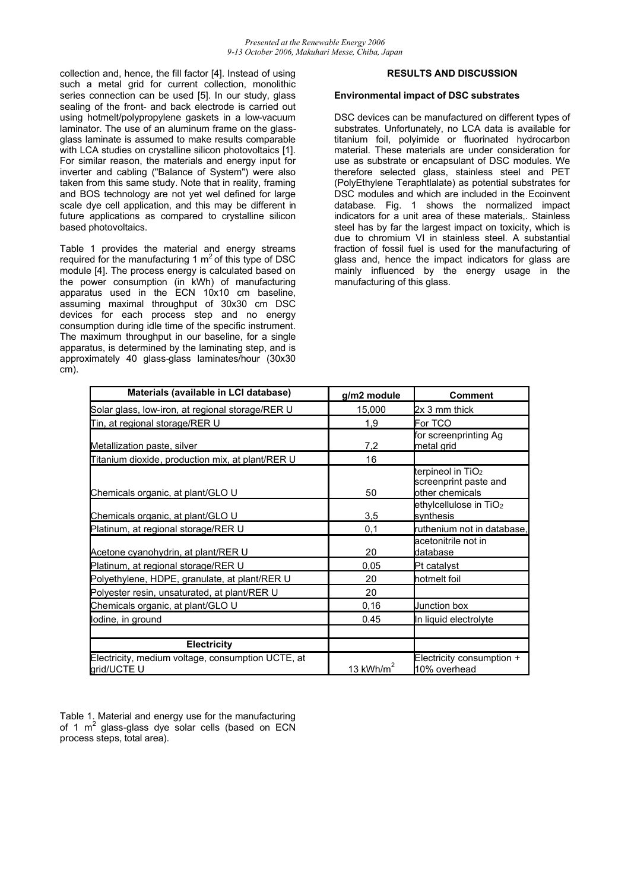collection and, hence, the fill factor [4]. Instead of using such a metal grid for current collection, monolithic series connection can be used [5]. In our study, glass sealing of the front- and back electrode is carried out using hotmelt/polypropylene gaskets in a low-vacuum laminator. The use of an aluminum frame on the glass-glass laminate is assumed to make results comparable with LCA studies on crystalline silicon photovoltaics [1]. For similar reason, the materials and energy input for inverter and cabling ("Balance of System") were also taken from this same study. Note that in reality, framing and BOS technology are not yet wel defined for large scale dye cell application, and this may be different in future applications as compared to crystalline silicon based photovoltaics.

Table 1 provides the material and energy streams required for the manufacturing 1 $m^2$ of this type of DSC module [4]. The process energy is calculated based on the power consumption (in kWh) of manufacturing apparatus used in the ECN 10x10 cm baseline, assuming maximal throughput of 30x30 cm DSC devices for each process step and no energy consumption during idle time of the specific instrument. The maximum throughput in our baseline, for a single apparatus, is determined by the laminating step, and is approximately 40 glass-glass laminates/hour (30x30 cm).

## RESULTS AND DISCUSSION

### Environmental impact of DSC substrates

DSC devices can be manufactured on different types of substrates. Unfortunately, no LCA data is available for titanium foil, polyimide or fluorinated hydrocarbon material. These materials are under consideration for use as substrate or encapsulant of DSC modules. We therefore selected glass, stainless steel and PET (PolyEthylene Teraphtlalate) as potential substrates for DSC modules and which are included in the Ecoinvent database. Fig. 1 shows the normalized impact indicators for a unit area of these materials,. Stainless steel has by far the largest impact on toxicity, which is due to chromium VI in stainless steel. A substantial fraction of fossil fuel is used for the manufacturing of glass and, hence the impact indicators for glass are mainly influenced by the energy usage in the manufacturing of this glass.

| Materials (available in LCI database) | g/m2 module | Comment |
|---|---|---|
| Solar glass, low-iron, at regional storage/RER U | 15,000 | 2x 3 mm thick |
| Tin, at regional storage/RER U | 1,9 | For TCO |
| Metallization paste, silver | 7,2 | for screenprinting Ag metal grid |
| Titanium dioxide, production mix, at plant/RER U | 16 | |
| Chemicals organic, at plant/GLO U | 50 | terpineol in $TiO_2$ screenprint paste and other chemicals |
| Chemicals organic, at plant/GLO U | 3,5 | ethylcellulose in $TiO_2$ synthesis |
| Platinum, at regional storage/RER U | 0,1 | ruthenium not in database, |
| Acetone cyanohydrin, at plant/RER U | 20 | acetonitrile not in database |
| Platinum, at regional storage/RER U | 0,05 | Pt catalyst |
| Polyethylene, HDPE, granulate, at plant/RER U | 20 | hotmelt foil |
| Polyester resin, unsaturated, at plant/RER U | 20 | |
| Chemicals organic, at plant/GLO U | 0,16 | Junction box |
| Iodine, in ground | 0.45 | In liquid electrolyte |
| | | |
| **Electricity** | | |
| Electricity, medium voltage, consumption UCTE, at grid/UCTE U | 13 kWh/$m^2$ | Electricity consumption + 10% overhead |

Table 1. Material and energy use for the manufacturing of 1 $m^2$ glass-glass dye solar cells (based on ECN process steps, total area).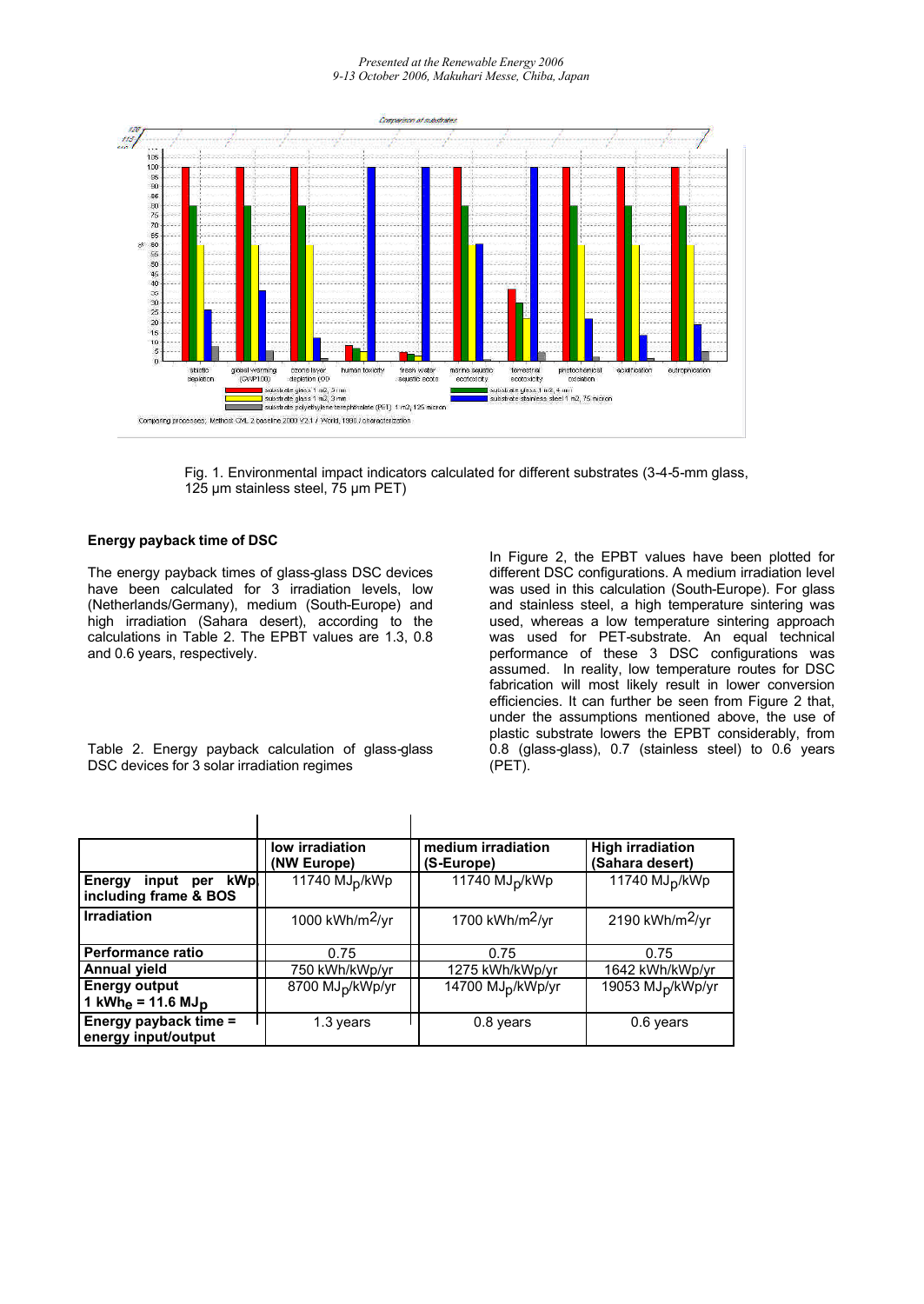Fig. 1. Environmental impact indicators calculated for different substrates (3-4-5-mm glass, 125 µm stainless steel, 75 µm PET)

## Energy payback time of DSC

The energy payback times of glass-glass DSC devices have been calculated for 3 irradiation levels, low (Netherlands/Germany), medium (South-Europe) and high irradiation (Sahara desert), according to the calculations in Table 2. The EPBT values are 1.3, 0.8 and 0.6 years, respectively.

Table 2. Energy payback calculation of glass-glass DSC devices for 3 solar irradiation regimes

| | **low irradiation (NW Europe)** | **medium irradiation (S-Europe)** | **High irradiation (Sahara desert)** |
|---|---|---|---|
| **Energy input per kWp including frame & BOS** | 11740 $MJ_p$/kWp | 11740 $MJ_p$/kWp | 11740 $MJ_p$/kWp |
| **Irradiation** | 1000 kWh/$m^2$/yr | 1700 kWh/$m^2$/yr | 2190 kWh/$m^2$/yr |
| **Performance ratio** | 0.75 | 0.75 | 0.75 |
| **Annual yield** | 750 kWh/kWp/yr | 1275 kWh/kWp/yr | 1642 kWh/kWp/yr |
| **Energy output 1 $kWh_e$ = 11.6 $MJ_p$** | 8700 $MJ_p$/kWp/yr | 14700 $MJ_p$/kWp/yr | 19053 $MJ_p$/kWp/yr |
| **Energy payback time = energy input/output** | 1.3 years | 0.8 years | 0.6 years |

In Figure 2, the EPBT values have been plotted for different DSC configurations. A medium irradiation level was used in this calculation (South-Europe). For glass and stainless steel, a high temperature sintering was used, whereas a low temperature sintering approach was used for PET-substrate. An equal technical performance of these 3 DSC configurations was assumed. In reality, low temperature routes for DSC fabrication will most likely result in lower conversion efficiencies. It can further be seen from Figure 2 that, under the assumptions mentioned above, the use of plastic substrate lowers the EPBT considerably, from 0.8 (glass-glass), 0.7 (stainless steel) to 0.6 years (PET).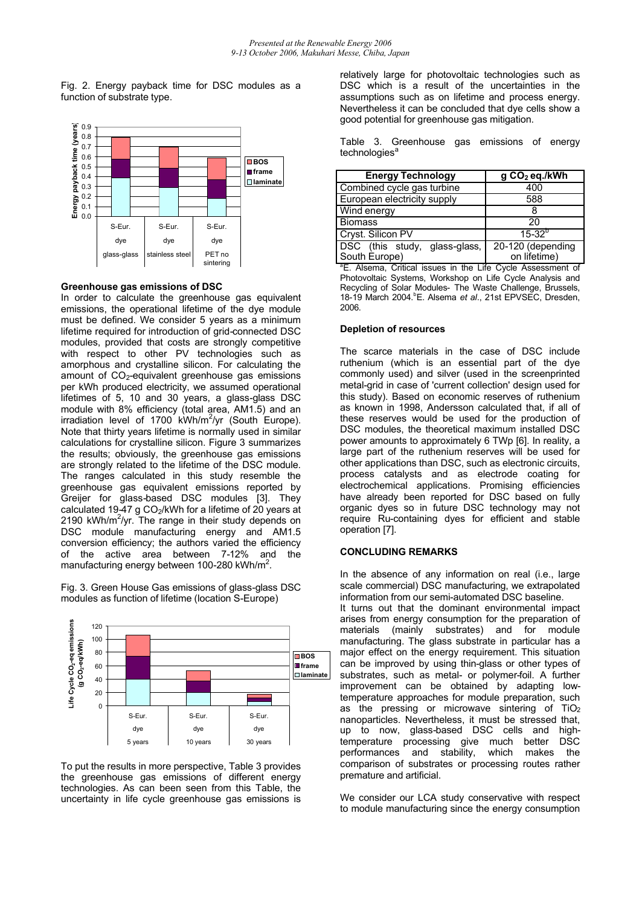Fig. 2. Energy payback time for DSC modules as a function of substrate type.

### Greenhouse gas emissions of DSC

In order to calculate the greenhouse gas equivalent emissions, the operational lifetime of the dye module must be defined. We consider 5 years as a minimum lifetime required for introduction of grid-connected DSC modules, provided that costs are strongly competitive with respect to other PV technologies such as amorphous and crystalline silicon. For calculating the amount of $CO_2$-equivalent greenhouse gas emissions per kWh produced electricity, we assumed operational lifetimes of 5, 10 and 30 years, a glass-glass DSC module with 8% efficiency (total area, AM1.5) and an irradiation level of 1700 kWh/m$^2$/yr (South Europe). Note that thirty years lifetime is normally used in similar calculations for crystalline silicon. Figure 3 summarizes the results; obviously, the greenhouse gas emissions are strongly related to the lifetime of the DSC module. The ranges calculated in this study resemble the greenhouse gas equivalent emissions reported by Greijer for glass-based DSC modules [3]. They calculated 19-47 g $CO_2$/kWh for a lifetime of 20 years at 2190 kWh/m$^2$/yr. The range in their study depends on DSC module manufacturing energy and AM1.5 conversion efficiency; the authors varied the efficiency of the active area between 7-12% and the manufacturing energy between 100-280 kWh/m$^2$.

Fig. 3. Green House Gas emissions of glass-glass DSC modules as function of lifetime (location S-Europe)

To put the results in more perspective, Table 3 provides the greenhouse gas emissions of different energy technologies. As can been seen from this Table, the uncertainty in life cycle greenhouse gas emissions is relatively large for photovoltaic technologies such as DSC which is a result of the uncertainties in the assumptions such as on lifetime and process energy. Nevertheless it can be concluded that dye cells show a good potential for greenhouse gas mitigation.

Table 3. Greenhouse gas emissions of energy technologies[a]

| Energy Technology | g $CO_2$ eq./kWh |
| --- | --- |
| Combined cycle gas turbine | 400 |
| European electricity supply | 588 |
| Wind energy | 8 |
| Biomass | 20 |
| Cryst. Silicon PV | 15-32[b] |
| DSC (this study, glass-glass, South Europe) | 20-120 (depending on lifetime) |

[a]E. Alsema, Critical issues in the Life Cycle Assessment of Photovoltaic Systems, Workshop on Life Cycle Analysis and Recycling of Solar Modules- The Waste Challenge, Brussels, 18-19 March 2004.[b]E. Alsema *et al*., 21st EPVSEC, Dresden, 2006.

### Depletion of resources

The scarce materials in the case of DSC include ruthenium (which is an essential part of the dye commonly used) and silver (used in the screenprinted metal-grid in case of 'current collection' design used for this study). Based on economic reserves of ruthenium as known in 1998, Andersson calculated that, if all of these reserves would be used for the production of DSC modules, the theoretical maximum installed DSC power amounts to approximately 6 TWp [6]. In reality, a large part of the ruthenium reserves will be used for other applications than DSC, such as electronic circuits, process catalysts and as electrode coating for electrochemical applications. Promising efficiencies have already been reported for DSC based on fully organic dyes so in future DSC technology may not require Ru-containing dyes for efficient and stable operation [7].

## CONCLUDING REMARKS

In the absence of any information on real (i.e., large scale commercial) DSC manufacturing, we extrapolated information from our semi-automated DSC baseline.

It turns out that the dominant environmental impact arises from energy consumption for the preparation of materials (mainly substrates) and for module manufacturing. The glass substrate in particular has a major effect on the energy requirement. This situation can be improved by using thin-glass or other types of substrates, such as metal- or polymer-foil. A further improvement can be obtained by adapting low-temperature approaches for module preparation, such as the pressing or microwave sintering of $TiO_2$ nanoparticles. Nevertheless, it must be stressed that, up to now, glass-based DSC cells and high-temperature processing give much better DSC performances and stability, which makes the comparison of substrates or processing routes rather premature and artificial.

We consider our LCA study conservative with respect to module manufacturing since the energy consumption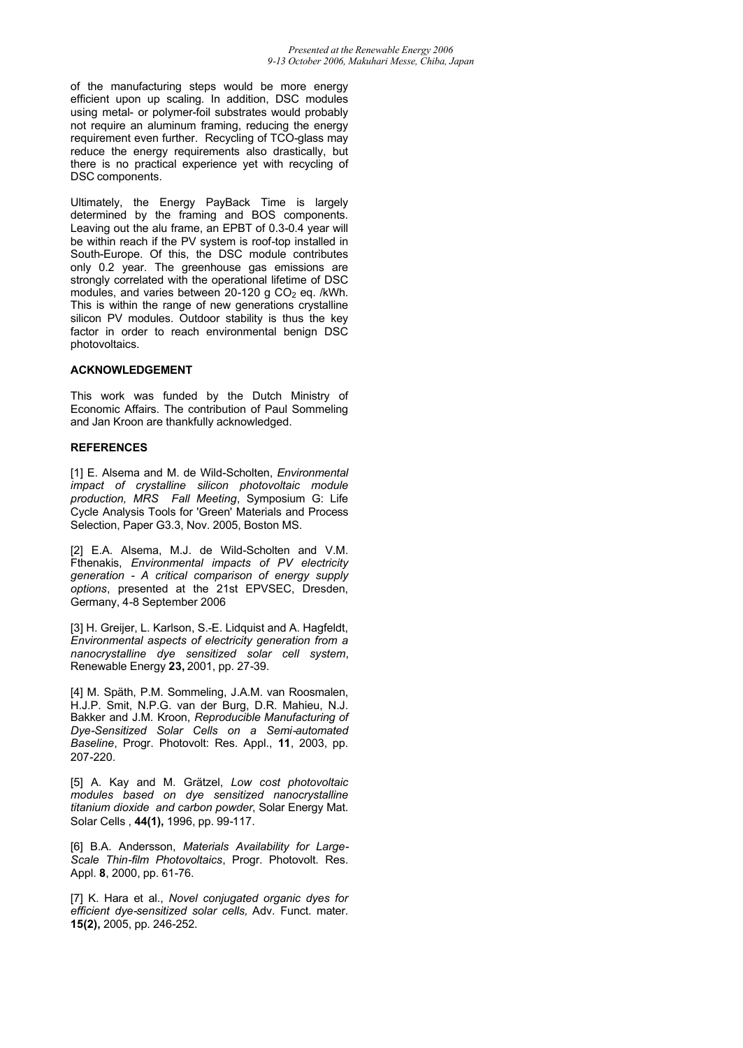of the manufacturing steps would be more energy efficient upon up scaling. In addition, DSC modules using metal- or polymer-foil substrates would probably not require an aluminum framing, reducing the energy requirement even further. Recycling of TCO-glass may reduce the energy requirements also drastically, but there is no practical experience yet with recycling of DSC components.

Ultimately, the Energy PayBack Time is largely determined by the framing and BOS components. Leaving out the alu frame, an EPBT of 0.3-0.4 year will be within reach if the PV system is roof-top installed in South-Europe. Of this, the DSC module contributes only 0.2 year. The greenhouse gas emissions are strongly correlated with the operational lifetime of DSC modules, and varies between 20-120 g $CO_2$ eq. /kWh. This is within the range of new generations crystalline silicon PV modules. Outdoor stability is thus the key factor in order to reach environmental benign DSC photovoltaics.

## ACKNOWLEDGEMENT

This work was funded by the Dutch Ministry of Economic Affairs. The contribution of Paul Sommeling and Jan Kroon are thankfully acknowledged.

## REFERENCES

[1] E. Alsema and M. de Wild-Scholten, *Environmental impact of crystalline silicon photovoltaic module production, MRS Fall Meeting*, Symposium G: Life Cycle Analysis Tools for 'Green' Materials and Process Selection, Paper G3.3, Nov. 2005, Boston MS.

[2] E.A. Alsema, M.J. de Wild-Scholten and V.M. Fthenakis, *Environmental impacts of PV electricity generation - A critical comparison of energy supply options*, presented at the 21st EPVSEC, Dresden, Germany, 4-8 September 2006

[3] H. Greijer, L. Karlson, S.-E. Lidquist and A. Hagfeldt, *Environmental aspects of electricity generation from a nanocrystalline dye sensitized solar cell system*, Renewable Energy **23,** 2001, pp. 27-39.

[4] M. Späth, P.M. Sommeling, J.A.M. van Roosmalen, H.J.P. Smit, N.P.G. van der Burg, D.R. Mahieu, N.J. Bakker and J.M. Kroon, *Reproducible Manufacturing of Dye-Sensitized Solar Cells on a Semi-automated Baseline*, Progr. Photovolt: Res. Appl., **11**, 2003, pp. 207-220.

[5] A. Kay and M. Grätzel, *Low cost photovoltaic modules based on dye sensitized nanocrystalline titanium dioxide and carbon powder*, Solar Energy Mat. Solar Cells , **44(1),** 1996, pp. 99-117.

[6] B.A. Andersson, *Materials Availability for Large-Scale Thin-film Photovoltaics*, Progr. Photovolt. Res. Appl. **8**, 2000, pp. 61-76.

[7] K. Hara et al., *Novel conjugated organic dyes for efficient dye-sensitized solar cells,* Adv. Funct. mater. **15(2),** 2005, pp. 246-252.